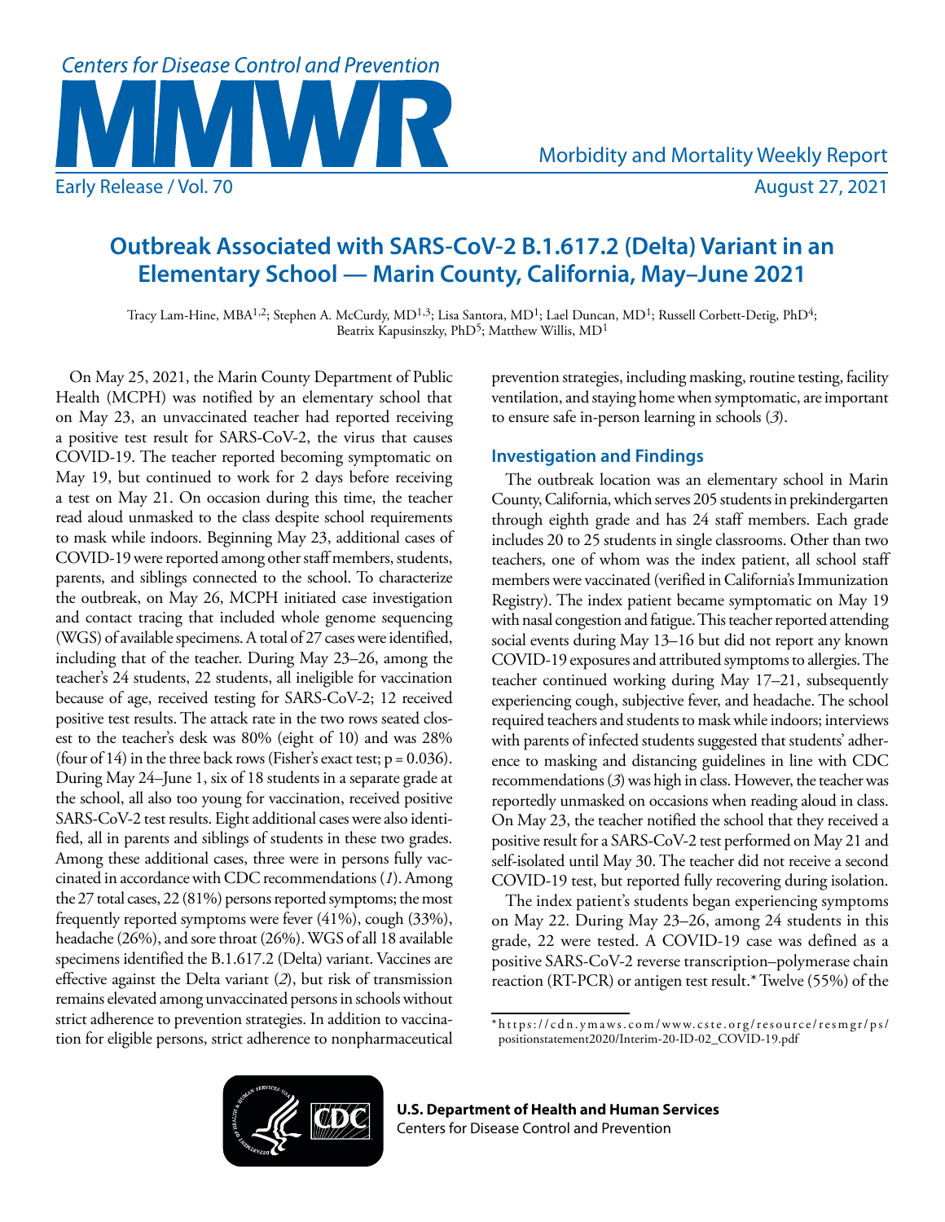# Outbreak Associated with SARS-CoV-2 B.1.617.2 (Delta) Variant in an Elementary School — Marin County, California, May–June 2021

Tracy Lam-Hine, MBA[1,2]; Stephen A. McCurdy, MD[1,3]; Lisa Santora, MD[1]; Lael Duncan, MD[1]; Russell Corbett-Detig, PhD[4]; Beatrix Kapusinszky, PhD[5]; Matthew Willis, MD[1]

On May 25, 2021, the Marin County Department of Public Health (MCPH) was notified by an elementary school that on May 23, an unvaccinated teacher had reported receiving a positive test result for SARS-CoV-2, the virus that causes COVID-19. The teacher reported becoming symptomatic on May 19, but continued to work for 2 days before receiving a test on May 21. On occasion during this time, the teacher read aloud unmasked to the class despite school requirements to mask while indoors. Beginning May 23, additional cases of COVID-19 were reported among other staff members, students, parents, and siblings connected to the school. To characterize the outbreak, on May 26, MCPH initiated case investigation and contact tracing that included whole genome sequencing (WGS) of available specimens. A total of 27 cases were identified, including that of the teacher. During May 23–26, among the teacher's 24 students, 22 students, all ineligible for vaccination because of age, received testing for SARS-CoV-2; 12 received positive test results. The attack rate in the two rows seated closest to the teacher's desk was 80% (eight of 10) and was 28% (four of 14) in the three back rows (Fisher's exact test; $p = 0.036$). During May 24–June 1, six of 18 students in a separate grade at the school, all also too young for vaccination, received positive SARS-CoV-2 test results. Eight additional cases were also identified, all in parents and siblings of students in these two grades. Among these additional cases, three were in persons fully vaccinated in accordance with CDC recommendations (*1*). Among the 27 total cases, 22 (81%) persons reported symptoms; the most frequently reported symptoms were fever (41%), cough (33%), headache (26%), and sore throat (26%). WGS of all 18 available specimens identified the B.1.617.2 (Delta) variant. Vaccines are effective against the Delta variant (*2*), but risk of transmission remains elevated among unvaccinated persons in schools without strict adherence to prevention strategies. In addition to vaccination for eligible persons, strict adherence to nonpharmaceutical prevention strategies, including masking, routine testing, facility ventilation, and staying home when symptomatic, are important to ensure safe in-person learning in schools (*3*).

## Investigation and Findings

The outbreak location was an elementary school in Marin County, California, which serves 205 students in prekindergarten through eighth grade and has 24 staff members. Each grade includes 20 to 25 students in single classrooms. Other than two teachers, one of whom was the index patient, all school staff members were vaccinated (verified in California's Immunization Registry). The index patient became symptomatic on May 19 with nasal congestion and fatigue. This teacher reported attending social events during May 13–16 but did not report any known COVID-19 exposures and attributed symptoms to allergies. The teacher continued working during May 17–21, subsequently experiencing cough, subjective fever, and headache. The school required teachers and students to mask while indoors; interviews with parents of infected students suggested that students' adherence to masking and distancing guidelines in line with CDC recommendations (*3*) was high in class. However, the teacher was reportedly unmasked on occasions when reading aloud in class. On May 23, the teacher notified the school that they received a positive result for a SARS-CoV-2 test performed on May 21 and self-isolated until May 30. The teacher did not receive a second COVID-19 test, but reported fully recovering during isolation.

The index patient's students began experiencing symptoms on May 22. During May 23–26, among 24 students in this grade, 22 were tested. A COVID-19 case was defined as a positive SARS-CoV-2 reverse transcription–polymerase chain reaction (RT-PCR) or antigen test result.* Twelve (55%) of the

\* https://cdn.ymaws.com/www.cste.org/resource/resmgr/ps/positionstatement2020/Interim-20-ID-02_COVID-19.pdf

**U.S. Department of Health and Human Services**
Centers for Disease Control and Prevention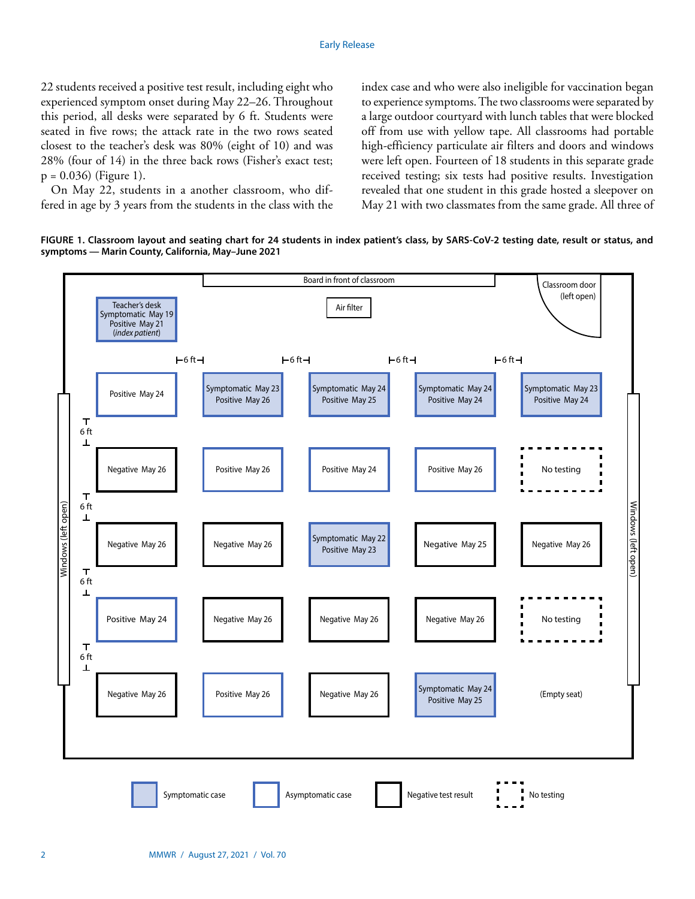22 students received a positive test result, including eight who experienced symptom onset during May 22–26. Throughout this period, all desks were separated by 6 ft. Students were seated in five rows; the attack rate in the two rows seated closest to the teacher's desk was 80% (eight of 10) and was 28% (four of 14) in the three back rows (Fisher's exact test; $p = 0.036$) (Figure 1).

On May 22, students in a another classroom, who differed in age by 3 years from the students in the class with the index case and who were also ineligible for vaccination began to experience symptoms. The two classrooms were separated by a large outdoor courtyard with lunch tables that were blocked off from use with yellow tape. All classrooms had portable high-efficiency particulate air filters and doors and windows were left open. Fourteen of 18 students in this separate grade received testing; six tests had positive results. Investigation revealed that one student in this grade hosted a sleepover on May 21 with two classmates from the same grade. All three of

**FIGURE 1. Classroom layout and seating chart for 24 students in index patient's class, by SARS-CoV-2 testing date, result or status, and symptoms — Marin County, California, May–June 2021**

Board in front of classroom

Teacher's desk: Symptomatic May 19, Positive May 21 (*index patient*) | Air filter | Classroom door (left open)

Windows (left open) on both sides of the classroom; desks separated by 6 ft.

| Row | Seat 1 | Seat 2 | Seat 3 | Seat 4 | Seat 5 |
|---|---|---|---|---|---|
| 1 | Positive May 24 | Symptomatic May 23, Positive May 26 | Symptomatic May 24, Positive May 25 | Symptomatic May 24, Positive May 24 | Symptomatic May 23, Positive May 24 |
| 2 | Negative May 26 | Positive May 26 | Positive May 24 | Positive May 26 | No testing |
| 3 | Negative May 26 | Negative May 26 | Symptomatic May 22, Positive May 23 | Negative May 25 | Negative May 26 |
| 4 | Positive May 24 | Negative May 26 | Negative May 26 | Negative May 26 | No testing |
| 5 | Negative May 26 | Positive May 26 | Negative May 26 | Symptomatic May 24, Positive May 25 | (Empty seat) |

Legend: Symptomatic case; Asymptomatic case; Negative test result; No testing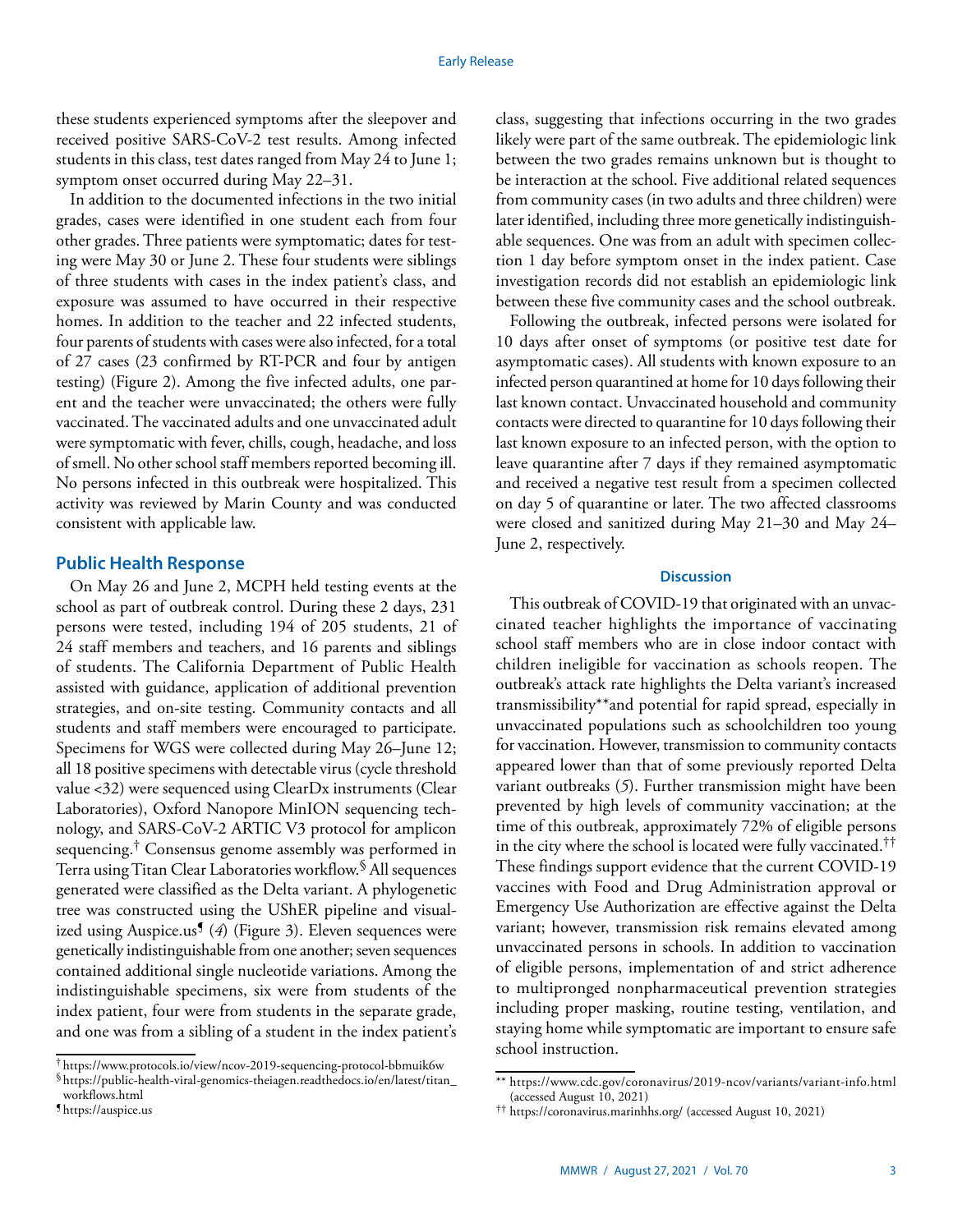these students experienced symptoms after the sleepover and received positive SARS-CoV-2 test results. Among infected students in this class, test dates ranged from May 24 to June 1; symptom onset occurred during May 22–31.

In addition to the documented infections in the two initial grades, cases were identified in one student each from four other grades. Three patients were symptomatic; dates for testing were May 30 or June 2. These four students were siblings of three students with cases in the index patient's class, and exposure was assumed to have occurred in their respective homes. In addition to the teacher and 22 infected students, four parents of students with cases were also infected, for a total of 27 cases (23 confirmed by RT-PCR and four by antigen testing) (Figure 2). Among the five infected adults, one parent and the teacher were unvaccinated; the others were fully vaccinated. The vaccinated adults and one unvaccinated adult were symptomatic with fever, chills, cough, headache, and loss of smell. No other school staff members reported becoming ill. No persons infected in this outbreak were hospitalized. This activity was reviewed by Marin County and was conducted consistent with applicable law.

## Public Health Response

On May 26 and June 2, MCPH held testing events at the school as part of outbreak control. During these 2 days, 231 persons were tested, including 194 of 205 students, 21 of 24 staff members and teachers, and 16 parents and siblings of students. The California Department of Public Health assisted with guidance, application of additional prevention strategies, and on-site testing. Community contacts and all students and staff members were encouraged to participate. Specimens for WGS were collected during May 26–June 12; all 18 positive specimens with detectable virus (cycle threshold value <32) were sequenced using ClearDx instruments (Clear Laboratories), Oxford Nanopore MinION sequencing technology, and SARS-CoV-2 ARTIC V3 protocol for amplicon sequencing.[†] Consensus genome assembly was performed in Terra using Titan Clear Laboratories workflow.[§] All sequences generated were classified as the Delta variant. A phylogenetic tree was constructed using the UShER pipeline and visualized using Auspice.us[¶] (*4*) (Figure 3). Eleven sequences were genetically indistinguishable from one another; seven sequences contained additional single nucleotide variations. Among the indistinguishable specimens, six were from students of the index patient, four were from students in the separate grade, and one was from a sibling of a student in the index patient's class, suggesting that infections occurring in the two grades likely were part of the same outbreak. The epidemiologic link between the two grades remains unknown but is thought to be interaction at the school. Five additional related sequences from community cases (in two adults and three children) were later identified, including three more genetically indistinguishable sequences. One was from an adult with specimen collection 1 day before symptom onset in the index patient. Case investigation records did not establish an epidemiologic link between these five community cases and the school outbreak.

Following the outbreak, infected persons were isolated for 10 days after onset of symptoms (or positive test date for asymptomatic cases). All students with known exposure to an infected person quarantined at home for 10 days following their last known contact. Unvaccinated household and community contacts were directed to quarantine for 10 days following their last known exposure to an infected person, with the option to leave quarantine after 7 days if they remained asymptomatic and received a negative test result from a specimen collected on day 5 of quarantine or later. The two affected classrooms were closed and sanitized during May 21–30 and May 24–June 2, respectively.

### Discussion

This outbreak of COVID-19 that originated with an unvaccinated teacher highlights the importance of vaccinating school staff members who are in close indoor contact with children ineligible for vaccination as schools reopen. The outbreak's attack rate highlights the Delta variant's increased transmissibility[**] and potential for rapid spread, especially in unvaccinated populations such as schoolchildren too young for vaccination. However, transmission to community contacts appeared lower than that of some previously reported Delta variant outbreaks (*5*). Further transmission might have been prevented by high levels of community vaccination; at the time of this outbreak, approximately 72% of eligible persons in the city where the school is located were fully vaccinated.[††] These findings support evidence that the current COVID-19 vaccines with Food and Drug Administration approval or Emergency Use Authorization are effective against the Delta variant; however, transmission risk remains elevated among unvaccinated persons in schools. In addition to vaccination of eligible persons, implementation of and strict adherence to multipronged nonpharmaceutical prevention strategies including proper masking, routine testing, ventilation, and staying home while symptomatic are important to ensure safe school instruction.

---

[†] https://www.protocols.io/view/ncov-2019-sequencing-protocol-bbmuik6w

[§] https://public-health-viral-genomics-theiagen.readthedocs.io/en/latest/titan_workflows.html

[¶] https://auspice.us

[**] https://www.cdc.gov/coronavirus/2019-ncov/variants/variant-info.html (accessed August 10, 2021)

[††] https://coronavirus.marinhhs.org/ (accessed August 10, 2021)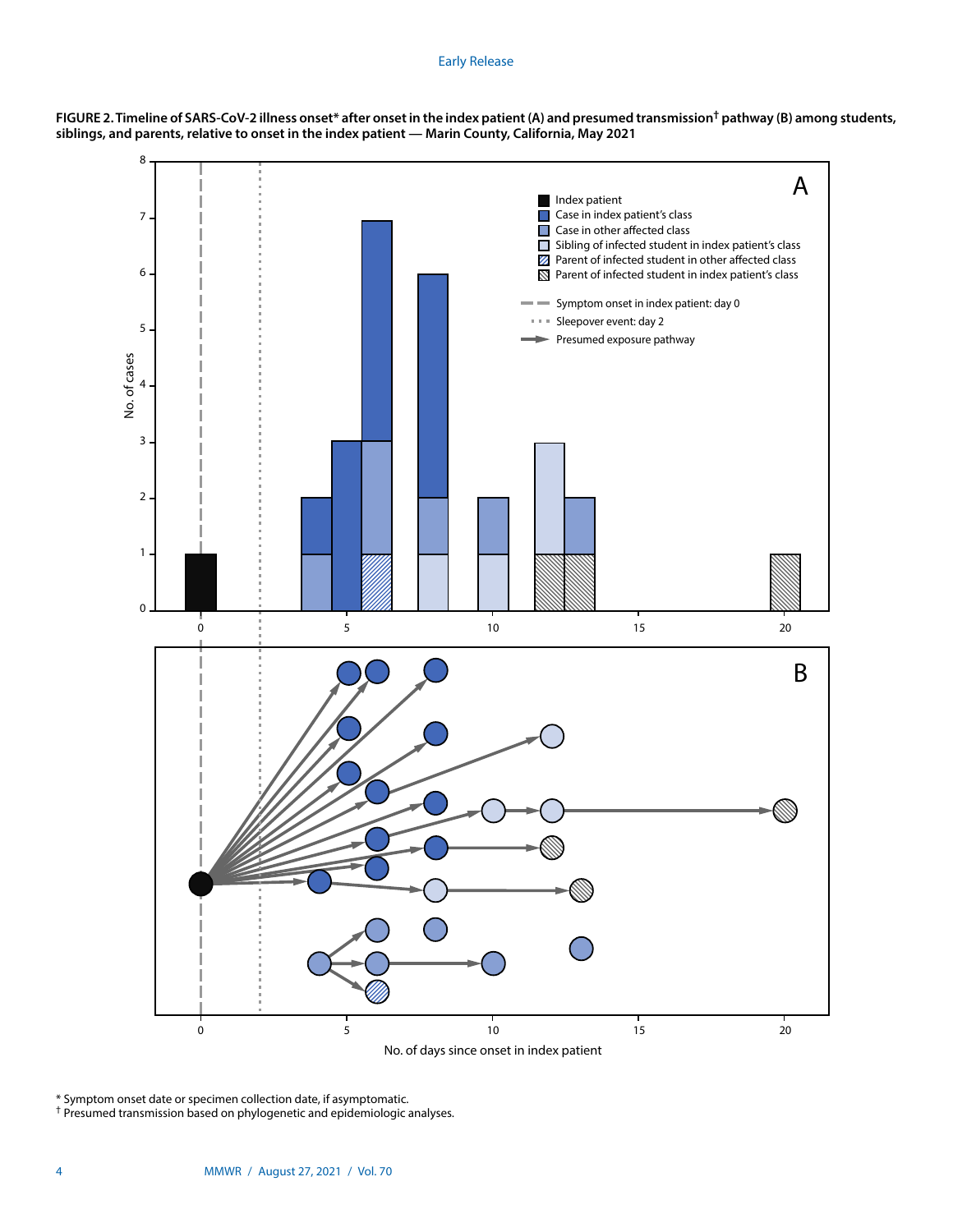**FIGURE 2. Timeline of SARS-CoV-2 illness onset* after onset in the index patient (A) and presumed transmission† pathway (B) among students, siblings, and parents, relative to onset in the index patient — Marin County, California, May 2021**

\* Symptom onset date or specimen collection date, if asymptomatic.
† Presumed transmission based on phylogenetic and epidemiologic analyses.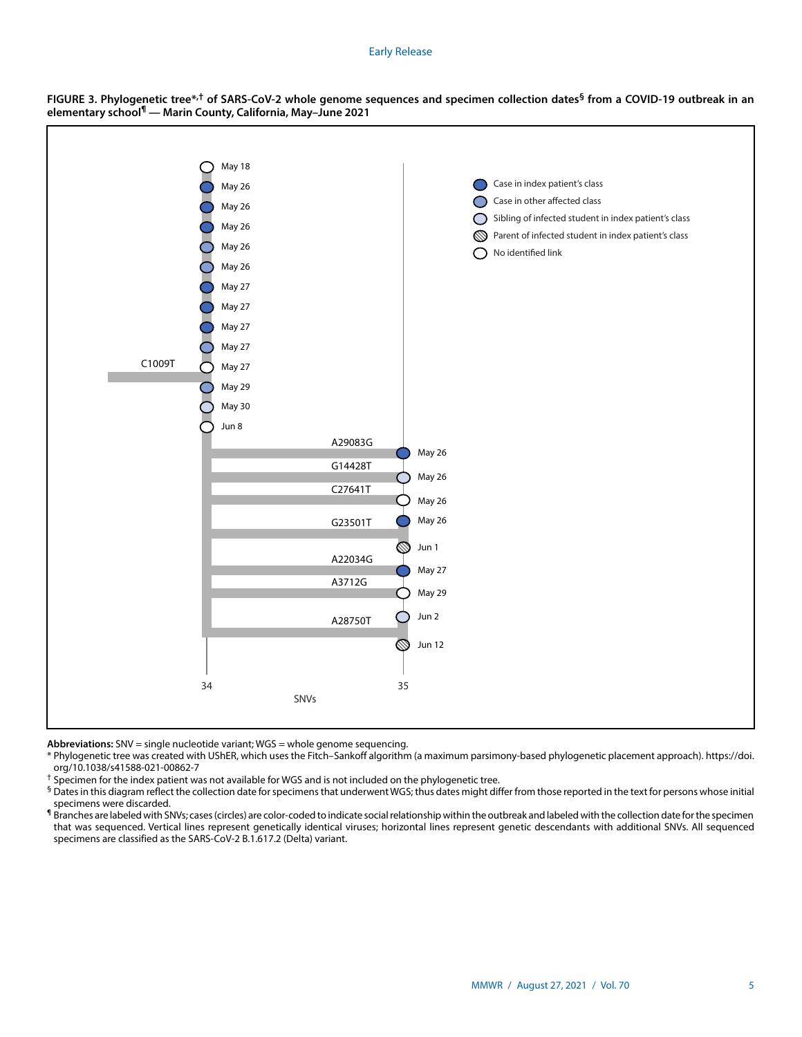**FIGURE 3. Phylogenetic tree*,† of SARS-CoV-2 whole genome sequences and specimen collection dates§ from a COVID-19 outbreak in an elementary school¶ — Marin County, California, May–June 2021**

**Abbreviations:** SNV = single nucleotide variant; WGS = whole genome sequencing.

\* Phylogenetic tree was created with UShER, which uses the Fitch–Sankoff algorithm (a maximum parsimony-based phylogenetic placement approach). https://doi.org/10.1038/s41588-021-00862-7

† Specimen for the index patient was not available for WGS and is not included on the phylogenetic tree.

§ Dates in this diagram reflect the collection date for specimens that underwent WGS; thus dates might differ from those reported in the text for persons whose initial specimens were discarded.

¶ Branches are labeled with SNVs; cases (circles) are color-coded to indicate social relationship within the outbreak and labeled with the collection date for the specimen that was sequenced. Vertical lines represent genetically identical viruses; horizontal lines represent genetic descendants with additional SNVs. All sequenced specimens are classified as the SARS-CoV-2 B.1.617.2 (Delta) variant.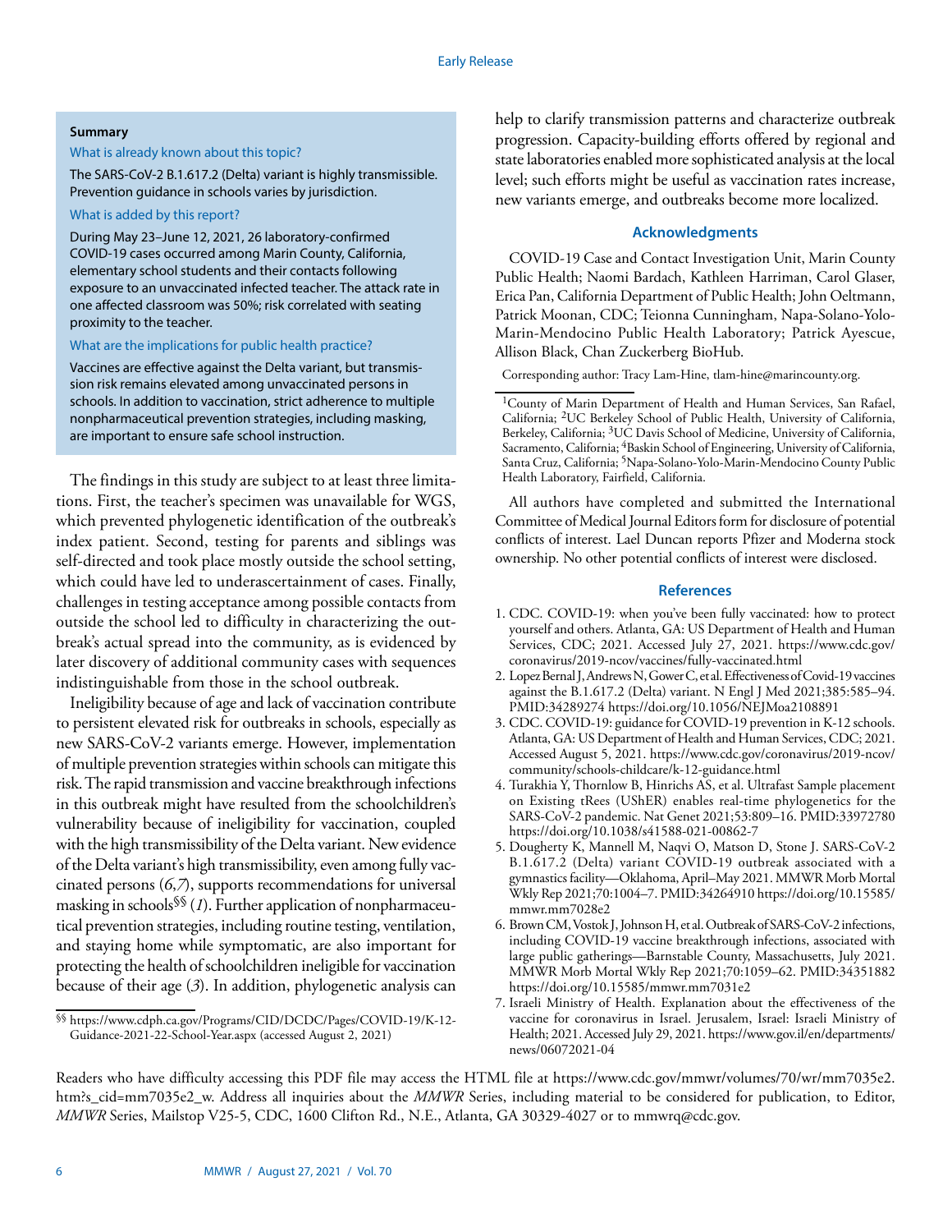**Summary**

What is already known about this topic?

The SARS-CoV-2 B.1.617.2 (Delta) variant is highly transmissible. Prevention guidance in schools varies by jurisdiction.

What is added by this report?

During May 23–June 12, 2021, 26 laboratory-confirmed COVID-19 cases occurred among Marin County, California, elementary school students and their contacts following exposure to an unvaccinated infected teacher. The attack rate in one affected classroom was 50%; risk correlated with seating proximity to the teacher.

What are the implications for public health practice?

Vaccines are effective against the Delta variant, but transmission risk remains elevated among unvaccinated persons in schools. In addition to vaccination, strict adherence to multiple nonpharmaceutical prevention strategies, including masking, are important to ensure safe school instruction.

The findings in this study are subject to at least three limitations. First, the teacher's specimen was unavailable for WGS, which prevented phylogenetic identification of the outbreak's index patient. Second, testing for parents and siblings was self-directed and took place mostly outside the school setting, which could have led to underascertainment of cases. Finally, challenges in testing acceptance among possible contacts from outside the school led to difficulty in characterizing the outbreak's actual spread into the community, as is evidenced by later discovery of additional community cases with sequences indistinguishable from those in the school outbreak.

Ineligibility because of age and lack of vaccination contribute to persistent elevated risk for outbreaks in schools, especially as new SARS-CoV-2 variants emerge. However, implementation of multiple prevention strategies within schools can mitigate this risk. The rapid transmission and vaccine breakthrough infections in this outbreak might have resulted from the schoolchildren's vulnerability because of ineligibility for vaccination, coupled with the high transmissibility of the Delta variant. New evidence of the Delta variant's high transmissibility, even among fully vaccinated persons (*6*,*7*), supports recommendations for universal masking in schools[§§] (*1*). Further application of nonpharmaceutical prevention strategies, including routine testing, ventilation, and staying home while symptomatic, are also important for protecting the health of schoolchildren ineligible for vaccination because of their age (*3*). In addition, phylogenetic analysis can help to clarify transmission patterns and characterize outbreak progression. Capacity-building efforts offered by regional and state laboratories enabled more sophisticated analysis at the local level; such efforts might be useful as vaccination rates increase, new variants emerge, and outbreaks become more localized.

[§§] https://www.cdph.ca.gov/Programs/CID/DCDC/Pages/COVID-19/K-12-Guidance-2021-22-School-Year.aspx (accessed August 2, 2021)

## Acknowledgments

COVID-19 Case and Contact Investigation Unit, Marin County Public Health; Naomi Bardach, Kathleen Harriman, Carol Glaser, Erica Pan, California Department of Public Health; John Oeltmann, Patrick Moonan, CDC; Teionna Cunningham, Napa-Solano-Yolo-Marin-Mendocino Public Health Laboratory; Patrick Ayescue, Allison Black, Chan Zuckerberg BioHub.

Corresponding author: Tracy Lam-Hine, tlam-hine@marincounty.org.

[1]County of Marin Department of Health and Human Services, San Rafael, California; [2]UC Berkeley School of Public Health, University of California, Berkeley, California; [3]UC Davis School of Medicine, University of California, Sacramento, California; [4]Baskin School of Engineering, University of California, Santa Cruz, California; [5]Napa-Solano-Yolo-Marin-Mendocino County Public Health Laboratory, Fairfield, California.

All authors have completed and submitted the International Committee of Medical Journal Editors form for disclosure of potential conflicts of interest. Lael Duncan reports Pfizer and Moderna stock ownership. No other potential conflicts of interest were disclosed.

## References

1. CDC. COVID-19: when you've been fully vaccinated: how to protect yourself and others. Atlanta, GA: US Department of Health and Human Services, CDC; 2021. Accessed July 27, 2021. https://www.cdc.gov/coronavirus/2019-ncov/vaccines/fully-vaccinated.html
2. Lopez Bernal J, Andrews N, Gower C, et al. Effectiveness of Covid-19 vaccines against the B.1.617.2 (Delta) variant. N Engl J Med 2021;385:585–94. PMID:34289274 https://doi.org/10.1056/NEJMoa2108891
3. CDC. COVID-19: guidance for COVID-19 prevention in K-12 schools. Atlanta, GA: US Department of Health and Human Services, CDC; 2021. Accessed August 5, 2021. https://www.cdc.gov/coronavirus/2019-ncov/community/schools-childcare/k-12-guidance.html
4. Turakhia Y, Thornlow B, Hinrichs AS, et al. Ultrafast Sample placement on Existing tRees (UShER) enables real-time phylogenetics for the SARS-CoV-2 pandemic. Nat Genet 2021;53:809–16. PMID:33972780 https://doi.org/10.1038/s41588-021-00862-7
5. Dougherty K, Mannell M, Naqvi O, Matson D, Stone J. SARS-CoV-2 B.1.617.2 (Delta) variant COVID-19 outbreak associated with a gymnastics facility—Oklahoma, April–May 2021. MMWR Morb Mortal Wkly Rep 2021;70:1004–7. PMID:34264910 https://doi.org/10.15585/mmwr.mm7028e2
6. Brown CM, Vostok J, Johnson H, et al. Outbreak of SARS-CoV-2 infections, including COVID-19 vaccine breakthrough infections, associated with large public gatherings—Barnstable County, Massachusetts, July 2021. MMWR Morb Mortal Wkly Rep 2021;70:1059–62. PMID:34351882 https://doi.org/10.15585/mmwr.mm7031e2
7. Israeli Ministry of Health. Explanation about the effectiveness of the vaccine for coronavirus in Israel. Jerusalem, Israel: Israeli Ministry of Health; 2021. Accessed July 29, 2021. https://www.gov.il/en/departments/news/06072021-04

Readers who have difficulty accessing this PDF file may access the HTML file at https://www.cdc.gov/mmwr/volumes/70/wr/mm7035e2.htm?s_cid=mm7035e2_w. Address all inquiries about the *MMWR* Series, including material to be considered for publication, to Editor, *MMWR* Series, Mailstop V25-5, CDC, 1600 Clifton Rd., N.E., Atlanta, GA 30329-4027 or to mmwrq@cdc.gov.